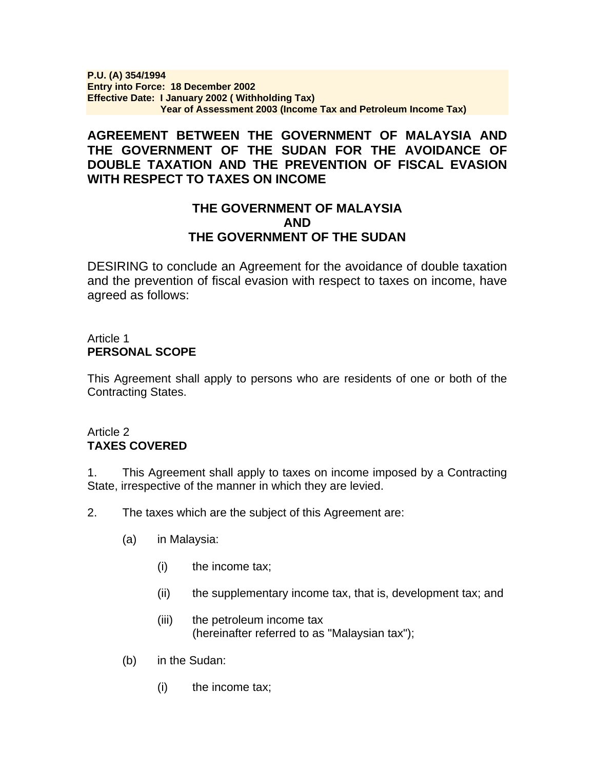**P.U. (A) 354/1994**
**Entry into Force: 18 December 2002**
**Effective Date: I January 2002 ( Withholding Tax)**
**Year of Assessment 2003 (Income Tax and Petroleum Income Tax)**

# AGREEMENT BETWEEN THE GOVERNMENT OF MALAYSIA AND THE GOVERNMENT OF THE SUDAN FOR THE AVOIDANCE OF DOUBLE TAXATION AND THE PREVENTION OF FISCAL EVASION WITH RESPECT TO TAXES ON INCOME

**THE GOVERNMENT OF MALAYSIA**
**AND**
**THE GOVERNMENT OF THE SUDAN**

DESIRING to conclude an Agreement for the avoidance of double taxation and the prevention of fiscal evasion with respect to taxes on income, have agreed as follows:

## Article 1
**PERSONAL SCOPE**

This Agreement shall apply to persons who are residents of one or both of the Contracting States.

## Article 2
**TAXES COVERED**

1. This Agreement shall apply to taxes on income imposed by a Contracting State, irrespective of the manner in which they are levied.

2. The taxes which are the subject of this Agreement are:

   (a) in Malaysia:

      (i) the income tax;

      (ii) the supplementary income tax, that is, development tax; and

      (iii) the petroleum income tax
      (hereinafter referred to as "Malaysian tax");

   (b) in the Sudan:

      (i) the income tax;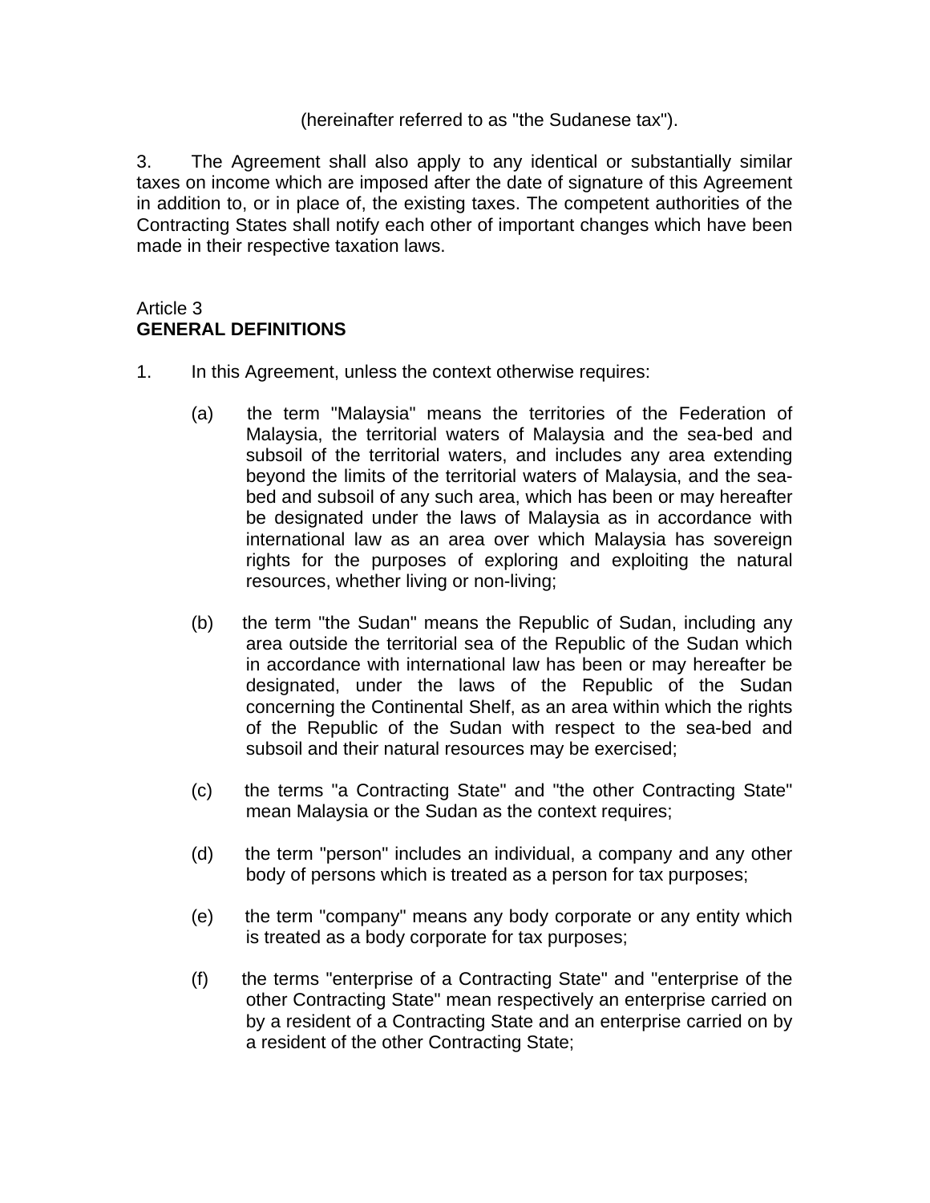(hereinafter referred to as "the Sudanese tax").

3. The Agreement shall also apply to any identical or substantially similar taxes on income which are imposed after the date of signature of this Agreement in addition to, or in place of, the existing taxes. The competent authorities of the Contracting States shall notify each other of important changes which have been made in their respective taxation laws.

Article 3
**GENERAL DEFINITIONS**

1. In this Agreement, unless the context otherwise requires:

   (a) the term "Malaysia" means the territories of the Federation of Malaysia, the territorial waters of Malaysia and the sea-bed and subsoil of the territorial waters, and includes any area extending beyond the limits of the territorial waters of Malaysia, and the sea-bed and subsoil of any such area, which has been or may hereafter be designated under the laws of Malaysia as in accordance with international law as an area over which Malaysia has sovereign rights for the purposes of exploring and exploiting the natural resources, whether living or non-living;

   (b) the term "the Sudan" means the Republic of Sudan, including any area outside the territorial sea of the Republic of the Sudan which in accordance with international law has been or may hereafter be designated, under the laws of the Republic of the Sudan concerning the Continental Shelf, as an area within which the rights of the Republic of the Sudan with respect to the sea-bed and subsoil and their natural resources may be exercised;

   (c) the terms "a Contracting State" and "the other Contracting State" mean Malaysia or the Sudan as the context requires;

   (d) the term "person" includes an individual, a company and any other body of persons which is treated as a person for tax purposes;

   (e) the term "company" means any body corporate or any entity which is treated as a body corporate for tax purposes;

   (f) the terms "enterprise of a Contracting State" and "enterprise of the other Contracting State" mean respectively an enterprise carried on by a resident of a Contracting State and an enterprise carried on by a resident of the other Contracting State;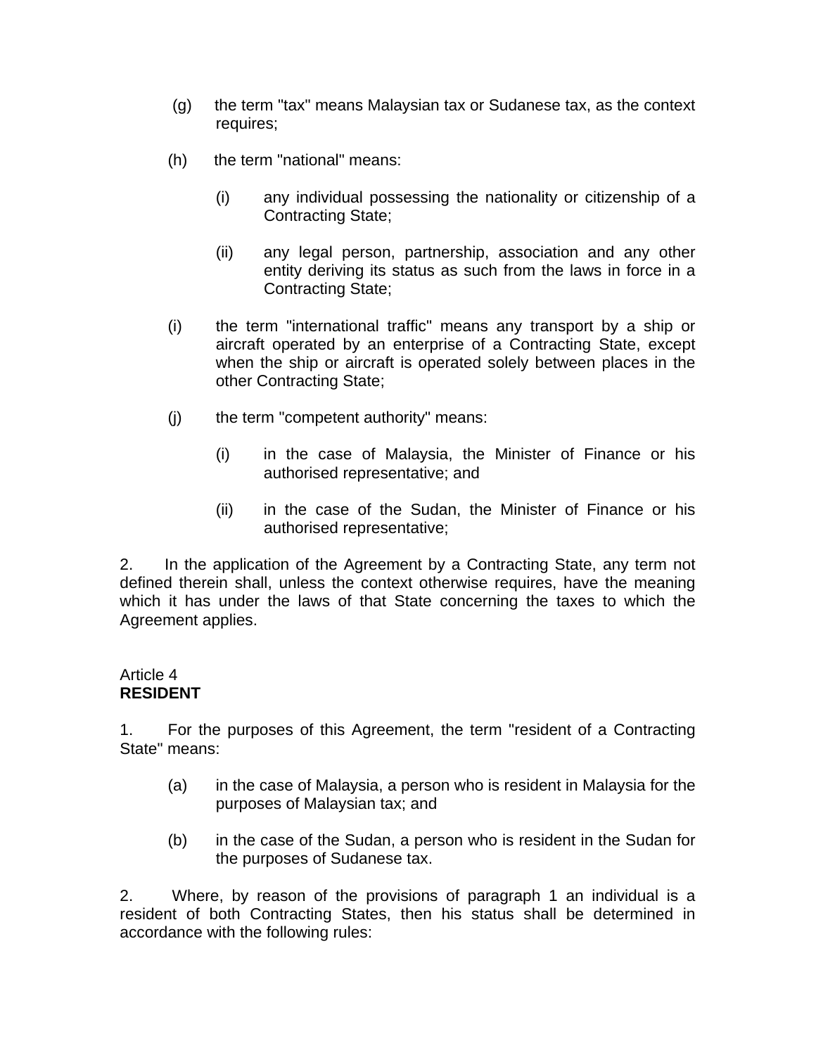(g) the term "tax" means Malaysian tax or Sudanese tax, as the context requires;

(h) the term "national" means:

(i) any individual possessing the nationality or citizenship of a Contracting State;

(ii) any legal person, partnership, association and any other entity deriving its status as such from the laws in force in a Contracting State;

(i) the term "international traffic" means any transport by a ship or aircraft operated by an enterprise of a Contracting State, except when the ship or aircraft is operated solely between places in the other Contracting State;

(j) the term "competent authority" means:

(i) in the case of Malaysia, the Minister of Finance or his authorised representative; and

(ii) in the case of the Sudan, the Minister of Finance or his authorised representative;

2. In the application of the Agreement by a Contracting State, any term not defined therein shall, unless the context otherwise requires, have the meaning which it has under the laws of that State concerning the taxes to which the Agreement applies.

Article 4
**RESIDENT**

1. For the purposes of this Agreement, the term "resident of a Contracting State" means:

(a) in the case of Malaysia, a person who is resident in Malaysia for the purposes of Malaysian tax; and

(b) in the case of the Sudan, a person who is resident in the Sudan for the purposes of Sudanese tax.

2. Where, by reason of the provisions of paragraph 1 an individual is a resident of both Contracting States, then his status shall be determined in accordance with the following rules: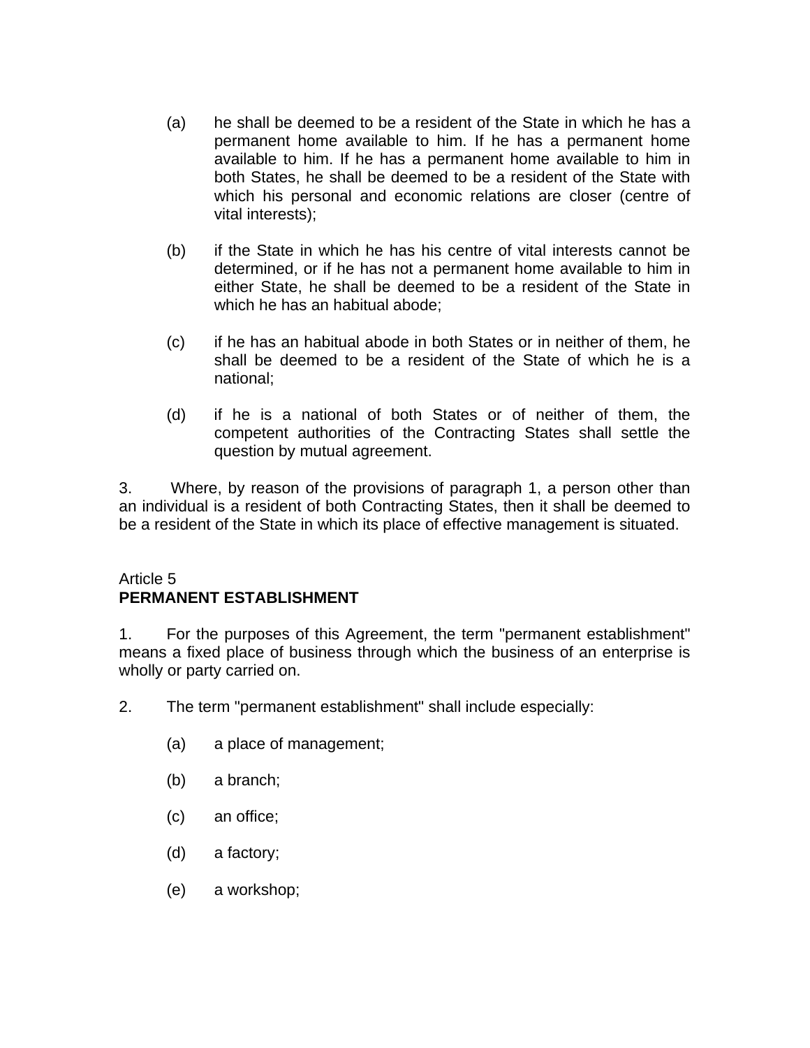(a) he shall be deemed to be a resident of the State in which he has a permanent home available to him. If he has a permanent home available to him. If he has a permanent home available to him in both States, he shall be deemed to be a resident of the State with which his personal and economic relations are closer (centre of vital interests);

(b) if the State in which he has his centre of vital interests cannot be determined, or if he has not a permanent home available to him in either State, he shall be deemed to be a resident of the State in which he has an habitual abode;

(c) if he has an habitual abode in both States or in neither of them, he shall be deemed to be a resident of the State of which he is a national;

(d) if he is a national of both States or of neither of them, the competent authorities of the Contracting States shall settle the question by mutual agreement.

3. Where, by reason of the provisions of paragraph 1, a person other than an individual is a resident of both Contracting States, then it shall be deemed to be a resident of the State in which its place of effective management is situated.

Article 5
**PERMANENT ESTABLISHMENT**

1. For the purposes of this Agreement, the term "permanent establishment" means a fixed place of business through which the business of an enterprise is wholly or party carried on.

2. The term "permanent establishment" shall include especially:

(a) a place of management;

(b) a branch;

(c) an office;

(d) a factory;

(e) a workshop;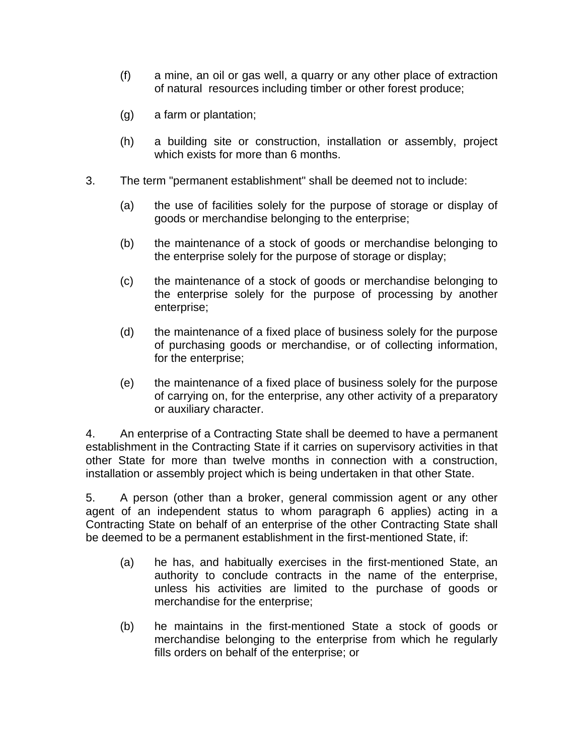(f) a mine, an oil or gas well, a quarry or any other place of extraction of natural resources including timber or other forest produce;

(g) a farm or plantation;

(h) a building site or construction, installation or assembly, project which exists for more than 6 months.

3. The term "permanent establishment" shall be deemed not to include:

(a) the use of facilities solely for the purpose of storage or display of goods or merchandise belonging to the enterprise;

(b) the maintenance of a stock of goods or merchandise belonging to the enterprise solely for the purpose of storage or display;

(c) the maintenance of a stock of goods or merchandise belonging to the enterprise solely for the purpose of processing by another enterprise;

(d) the maintenance of a fixed place of business solely for the purpose of purchasing goods or merchandise, or of collecting information, for the enterprise;

(e) the maintenance of a fixed place of business solely for the purpose of carrying on, for the enterprise, any other activity of a preparatory or auxiliary character.

4. An enterprise of a Contracting State shall be deemed to have a permanent establishment in the Contracting State if it carries on supervisory activities in that other State for more than twelve months in connection with a construction, installation or assembly project which is being undertaken in that other State.

5. A person (other than a broker, general commission agent or any other agent of an independent status to whom paragraph 6 applies) acting in a Contracting State on behalf of an enterprise of the other Contracting State shall be deemed to be a permanent establishment in the first-mentioned State, if:

(a) he has, and habitually exercises in the first-mentioned State, an authority to conclude contracts in the name of the enterprise, unless his activities are limited to the purchase of goods or merchandise for the enterprise;

(b) he maintains in the first-mentioned State a stock of goods or merchandise belonging to the enterprise from which he regularly fills orders on behalf of the enterprise; or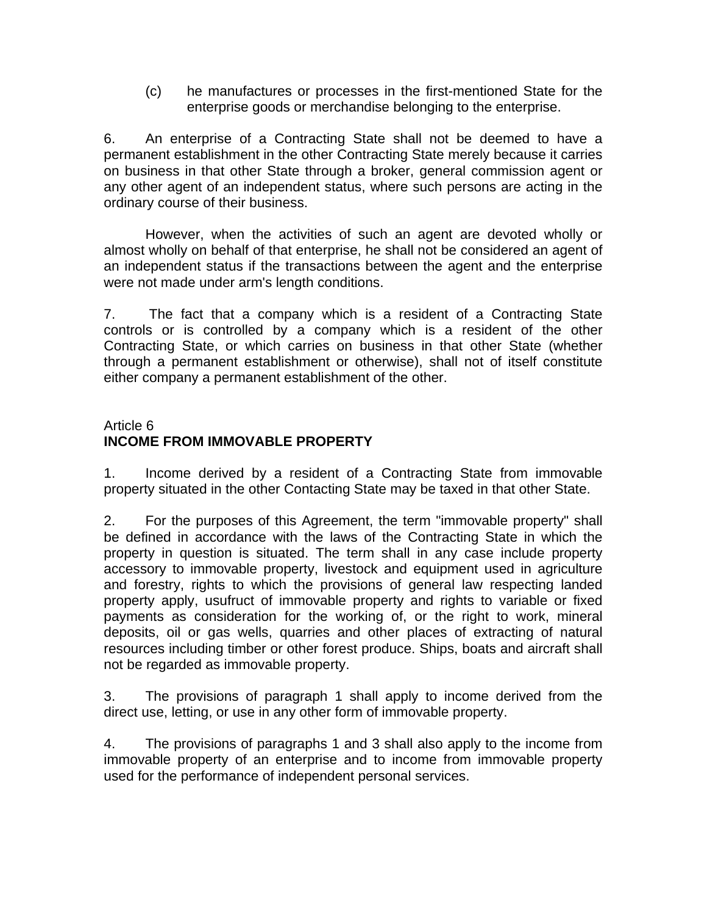(c) he manufactures or processes in the first-mentioned State for the enterprise goods or merchandise belonging to the enterprise.

6. An enterprise of a Contracting State shall not be deemed to have a permanent establishment in the other Contracting State merely because it carries on business in that other State through a broker, general commission agent or any other agent of an independent status, where such persons are acting in the ordinary course of their business.

However, when the activities of such an agent are devoted wholly or almost wholly on behalf of that enterprise, he shall not be considered an agent of an independent status if the transactions between the agent and the enterprise were not made under arm's length conditions.

7. The fact that a company which is a resident of a Contracting State controls or is controlled by a company which is a resident of the other Contracting State, or which carries on business in that other State (whether through a permanent establishment or otherwise), shall not of itself constitute either company a permanent establishment of the other.

Article 6
## INCOME FROM IMMOVABLE PROPERTY

1. Income derived by a resident of a Contracting State from immovable property situated in the other Contacting State may be taxed in that other State.

2. For the purposes of this Agreement, the term "immovable property" shall be defined in accordance with the laws of the Contracting State in which the property in question is situated. The term shall in any case include property accessory to immovable property, livestock and equipment used in agriculture and forestry, rights to which the provisions of general law respecting landed property apply, usufruct of immovable property and rights to variable or fixed payments as consideration for the working of, or the right to work, mineral deposits, oil or gas wells, quarries and other places of extracting of natural resources including timber or other forest produce. Ships, boats and aircraft shall not be regarded as immovable property.

3. The provisions of paragraph 1 shall apply to income derived from the direct use, letting, or use in any other form of immovable property.

4. The provisions of paragraphs 1 and 3 shall also apply to the income from immovable property of an enterprise and to income from immovable property used for the performance of independent personal services.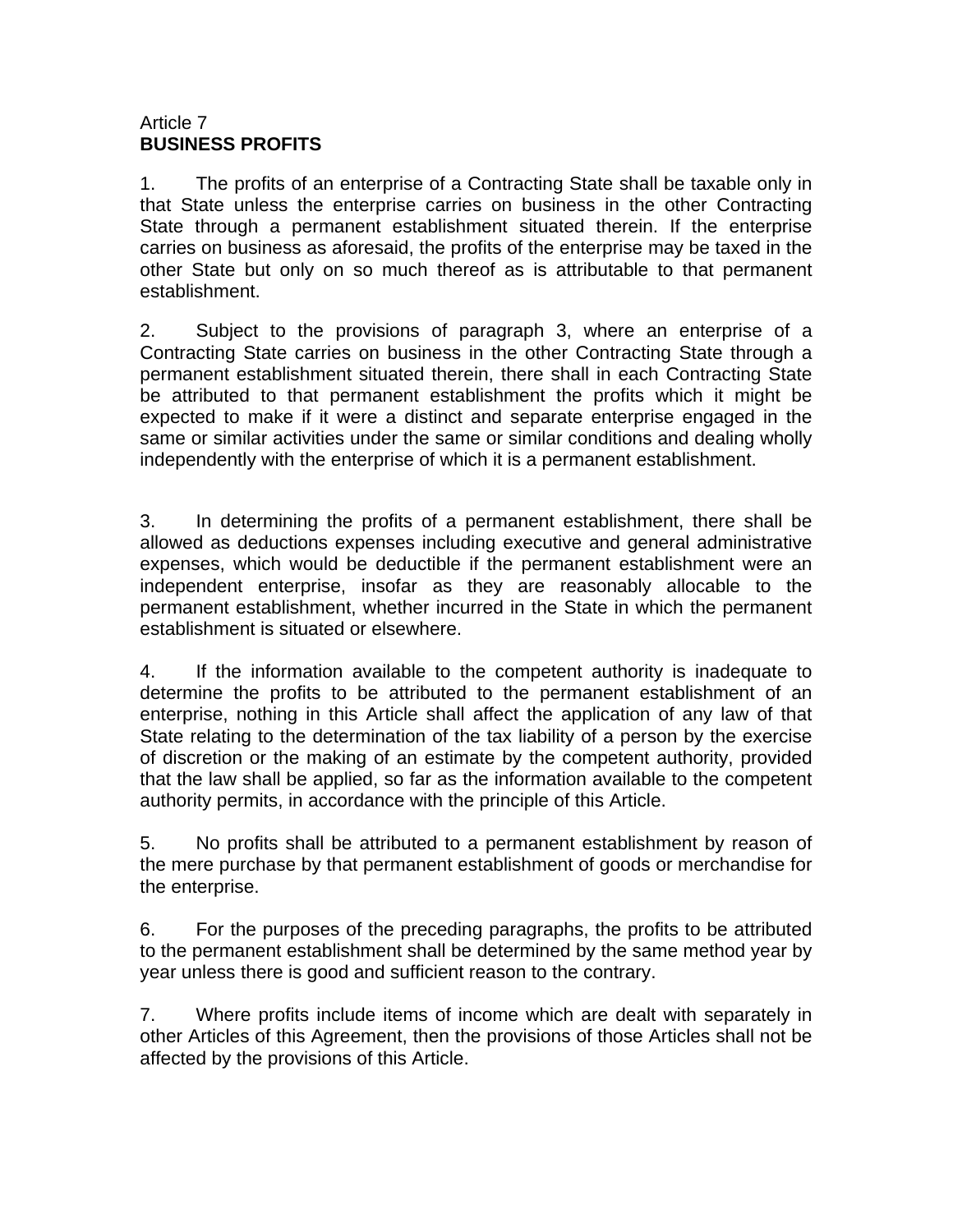Article 7
**BUSINESS PROFITS**

1. The profits of an enterprise of a Contracting State shall be taxable only in that State unless the enterprise carries on business in the other Contracting State through a permanent establishment situated therein. If the enterprise carries on business as aforesaid, the profits of the enterprise may be taxed in the other State but only on so much thereof as is attributable to that permanent establishment.

2. Subject to the provisions of paragraph 3, where an enterprise of a Contracting State carries on business in the other Contracting State through a permanent establishment situated therein, there shall in each Contracting State be attributed to that permanent establishment the profits which it might be expected to make if it were a distinct and separate enterprise engaged in the same or similar activities under the same or similar conditions and dealing wholly independently with the enterprise of which it is a permanent establishment.

3. In determining the profits of a permanent establishment, there shall be allowed as deductions expenses including executive and general administrative expenses, which would be deductible if the permanent establishment were an independent enterprise, insofar as they are reasonably allocable to the permanent establishment, whether incurred in the State in which the permanent establishment is situated or elsewhere.

4. If the information available to the competent authority is inadequate to determine the profits to be attributed to the permanent establishment of an enterprise, nothing in this Article shall affect the application of any law of that State relating to the determination of the tax liability of a person by the exercise of discretion or the making of an estimate by the competent authority, provided that the law shall be applied, so far as the information available to the competent authority permits, in accordance with the principle of this Article.

5. No profits shall be attributed to a permanent establishment by reason of the mere purchase by that permanent establishment of goods or merchandise for the enterprise.

6. For the purposes of the preceding paragraphs, the profits to be attributed to the permanent establishment shall be determined by the same method year by year unless there is good and sufficient reason to the contrary.

7. Where profits include items of income which are dealt with separately in other Articles of this Agreement, then the provisions of those Articles shall not be affected by the provisions of this Article.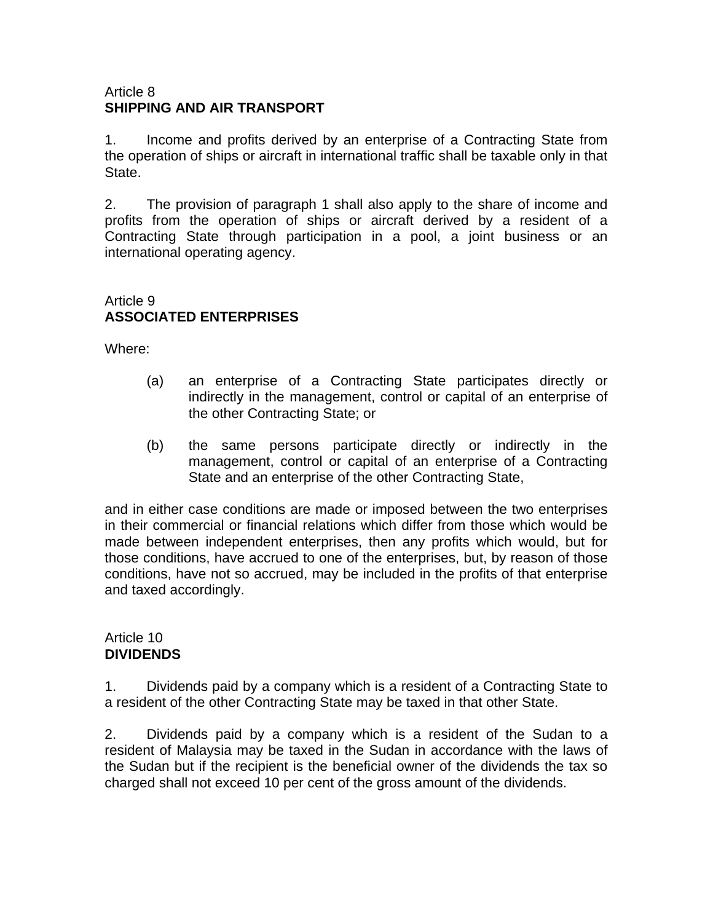Article 8
**SHIPPING AND AIR TRANSPORT**

1. Income and profits derived by an enterprise of a Contracting State from the operation of ships or aircraft in international traffic shall be taxable only in that State.

2. The provision of paragraph 1 shall also apply to the share of income and profits from the operation of ships or aircraft derived by a resident of a Contracting State through participation in a pool, a joint business or an international operating agency.

Article 9
**ASSOCIATED ENTERPRISES**

Where:

(a) an enterprise of a Contracting State participates directly or indirectly in the management, control or capital of an enterprise of the other Contracting State; or

(b) the same persons participate directly or indirectly in the management, control or capital of an enterprise of a Contracting State and an enterprise of the other Contracting State,

and in either case conditions are made or imposed between the two enterprises in their commercial or financial relations which differ from those which would be made between independent enterprises, then any profits which would, but for those conditions, have accrued to one of the enterprises, but, by reason of those conditions, have not so accrued, may be included in the profits of that enterprise and taxed accordingly.

Article 10
**DIVIDENDS**

1. Dividends paid by a company which is a resident of a Contracting State to a resident of the other Contracting State may be taxed in that other State.

2. Dividends paid by a company which is a resident of the Sudan to a resident of Malaysia may be taxed in the Sudan in accordance with the laws of the Sudan but if the recipient is the beneficial owner of the dividends the tax so charged shall not exceed 10 per cent of the gross amount of the dividends.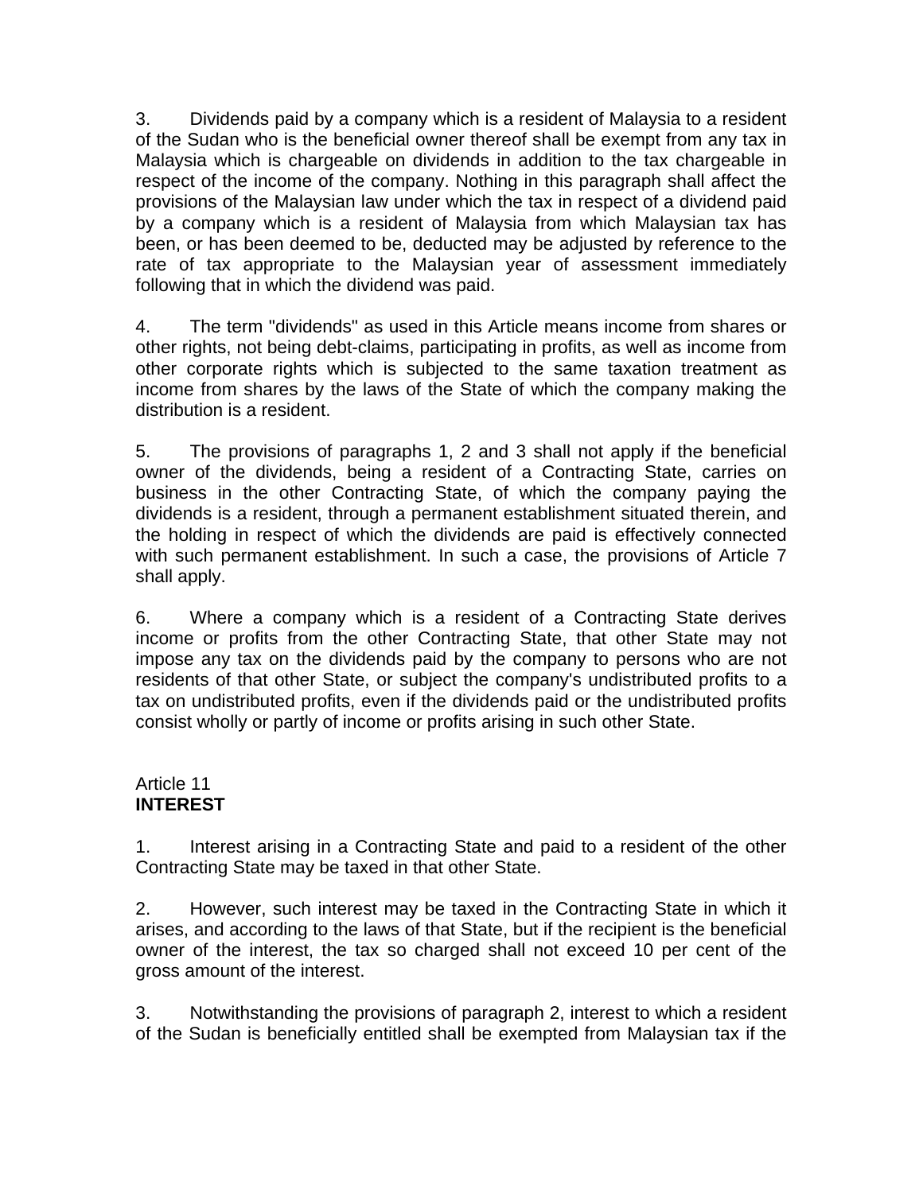3. Dividends paid by a company which is a resident of Malaysia to a resident of the Sudan who is the beneficial owner thereof shall be exempt from any tax in Malaysia which is chargeable on dividends in addition to the tax chargeable in respect of the income of the company. Nothing in this paragraph shall affect the provisions of the Malaysian law under which the tax in respect of a dividend paid by a company which is a resident of Malaysia from which Malaysian tax has been, or has been deemed to be, deducted may be adjusted by reference to the rate of tax appropriate to the Malaysian year of assessment immediately following that in which the dividend was paid.

4. The term "dividends" as used in this Article means income from shares or other rights, not being debt-claims, participating in profits, as well as income from other corporate rights which is subjected to the same taxation treatment as income from shares by the laws of the State of which the company making the distribution is a resident.

5. The provisions of paragraphs 1, 2 and 3 shall not apply if the beneficial owner of the dividends, being a resident of a Contracting State, carries on business in the other Contracting State, of which the company paying the dividends is a resident, through a permanent establishment situated therein, and the holding in respect of which the dividends are paid is effectively connected with such permanent establishment. In such a case, the provisions of Article 7 shall apply.

6. Where a company which is a resident of a Contracting State derives income or profits from the other Contracting State, that other State may not impose any tax on the dividends paid by the company to persons who are not residents of that other State, or subject the company's undistributed profits to a tax on undistributed profits, even if the dividends paid or the undistributed profits consist wholly or partly of income or profits arising in such other State.

Article 11
**INTEREST**

1. Interest arising in a Contracting State and paid to a resident of the other Contracting State may be taxed in that other State.

2. However, such interest may be taxed in the Contracting State in which it arises, and according to the laws of that State, but if the recipient is the beneficial owner of the interest, the tax so charged shall not exceed 10 per cent of the gross amount of the interest.

3. Notwithstanding the provisions of paragraph 2, interest to which a resident of the Sudan is beneficially entitled shall be exempted from Malaysian tax if the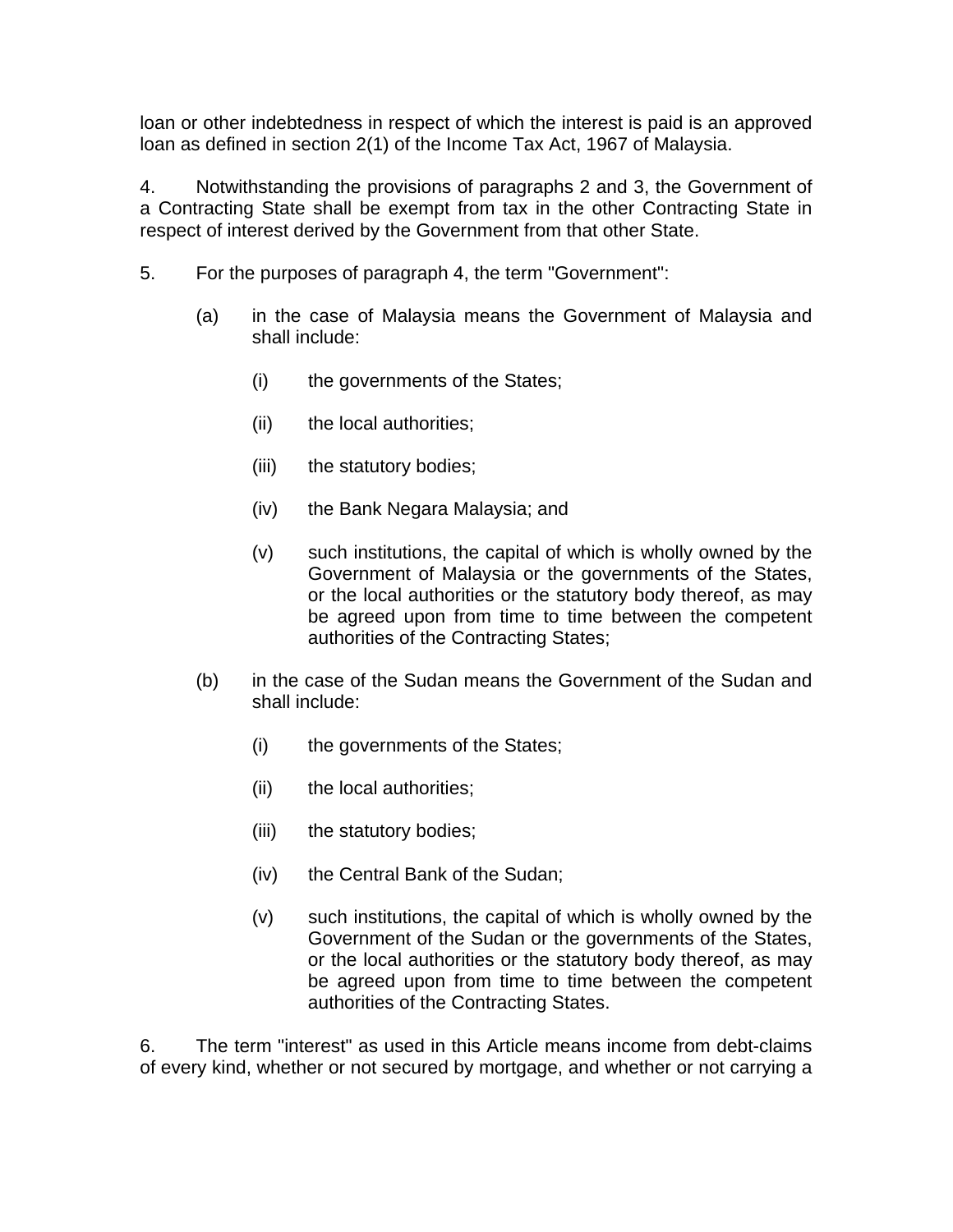loan or other indebtedness in respect of which the interest is paid is an approved loan as defined in section 2(1) of the Income Tax Act, 1967 of Malaysia.

4. Notwithstanding the provisions of paragraphs 2 and 3, the Government of a Contracting State shall be exempt from tax in the other Contracting State in respect of interest derived by the Government from that other State.

5. For the purposes of paragraph 4, the term "Government":

   (a) in the case of Malaysia means the Government of Malaysia and shall include:

      (i) the governments of the States;

      (ii) the local authorities;

      (iii) the statutory bodies;

      (iv) the Bank Negara Malaysia; and

      (v) such institutions, the capital of which is wholly owned by the Government of Malaysia or the governments of the States, or the local authorities or the statutory body thereof, as may be agreed upon from time to time between the competent authorities of the Contracting States;

   (b) in the case of the Sudan means the Government of the Sudan and shall include:

      (i) the governments of the States;

      (ii) the local authorities;

      (iii) the statutory bodies;

      (iv) the Central Bank of the Sudan;

      (v) such institutions, the capital of which is wholly owned by the Government of the Sudan or the governments of the States, or the local authorities or the statutory body thereof, as may be agreed upon from time to time between the competent authorities of the Contracting States.

6. The term "interest" as used in this Article means income from debt-claims of every kind, whether or not secured by mortgage, and whether or not carrying a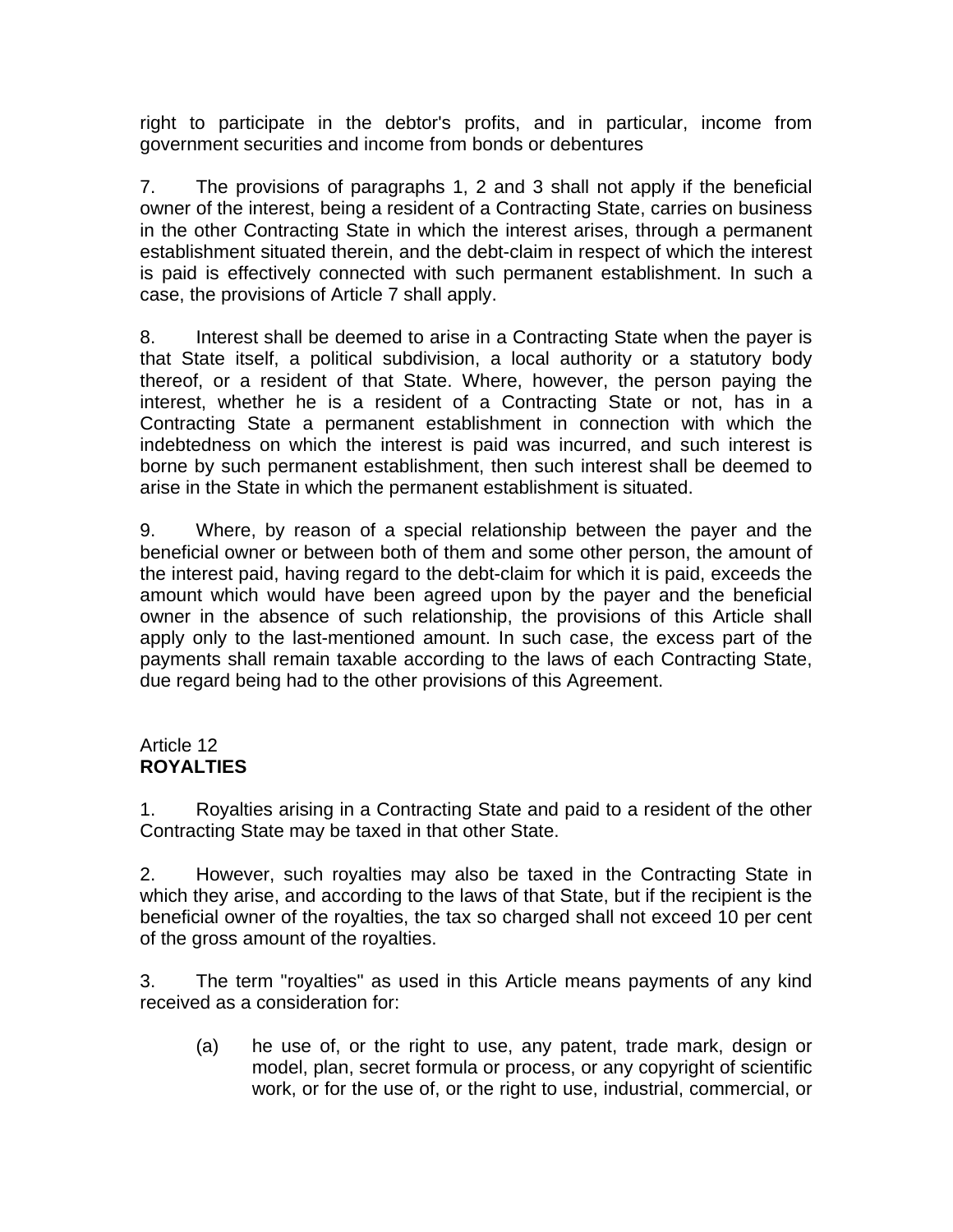right to participate in the debtor's profits, and in particular, income from government securities and income from bonds or debentures

7. The provisions of paragraphs 1, 2 and 3 shall not apply if the beneficial owner of the interest, being a resident of a Contracting State, carries on business in the other Contracting State in which the interest arises, through a permanent establishment situated therein, and the debt-claim in respect of which the interest is paid is effectively connected with such permanent establishment. In such a case, the provisions of Article 7 shall apply.

8. Interest shall be deemed to arise in a Contracting State when the payer is that State itself, a political subdivision, a local authority or a statutory body thereof, or a resident of that State. Where, however, the person paying the interest, whether he is a resident of a Contracting State or not, has in a Contracting State a permanent establishment in connection with which the indebtedness on which the interest is paid was incurred, and such interest is borne by such permanent establishment, then such interest shall be deemed to arise in the State in which the permanent establishment is situated.

9. Where, by reason of a special relationship between the payer and the beneficial owner or between both of them and some other person, the amount of the interest paid, having regard to the debt-claim for which it is paid, exceeds the amount which would have been agreed upon by the payer and the beneficial owner in the absence of such relationship, the provisions of this Article shall apply only to the last-mentioned amount. In such case, the excess part of the payments shall remain taxable according to the laws of each Contracting State, due regard being had to the other provisions of this Agreement.

## Article 12
**ROYALTIES**

1. Royalties arising in a Contracting State and paid to a resident of the other Contracting State may be taxed in that other State.

2. However, such royalties may also be taxed in the Contracting State in which they arise, and according to the laws of that State, but if the recipient is the beneficial owner of the royalties, the tax so charged shall not exceed 10 per cent of the gross amount of the royalties.

3. The term "royalties" as used in this Article means payments of any kind received as a consideration for:

   (a) he use of, or the right to use, any patent, trade mark, design or model, plan, secret formula or process, or any copyright of scientific work, or for the use of, or the right to use, industrial, commercial, or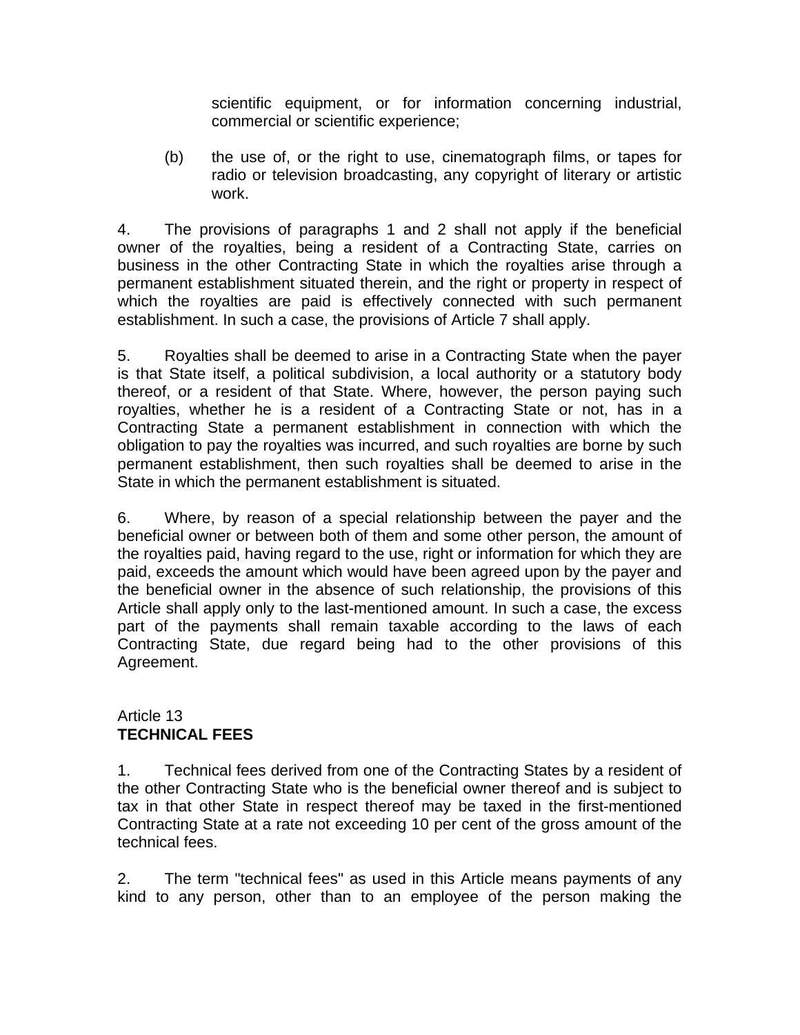scientific equipment, or for information concerning industrial, commercial or scientific experience;

(b) the use of, or the right to use, cinematograph films, or tapes for radio or television broadcasting, any copyright of literary or artistic work.

4. The provisions of paragraphs 1 and 2 shall not apply if the beneficial owner of the royalties, being a resident of a Contracting State, carries on business in the other Contracting State in which the royalties arise through a permanent establishment situated therein, and the right or property in respect of which the royalties are paid is effectively connected with such permanent establishment. In such a case, the provisions of Article 7 shall apply.

5. Royalties shall be deemed to arise in a Contracting State when the payer is that State itself, a political subdivision, a local authority or a statutory body thereof, or a resident of that State. Where, however, the person paying such royalties, whether he is a resident of a Contracting State or not, has in a Contracting State a permanent establishment in connection with which the obligation to pay the royalties was incurred, and such royalties are borne by such permanent establishment, then such royalties shall be deemed to arise in the State in which the permanent establishment is situated.

6. Where, by reason of a special relationship between the payer and the beneficial owner or between both of them and some other person, the amount of the royalties paid, having regard to the use, right or information for which they are paid, exceeds the amount which would have been agreed upon by the payer and the beneficial owner in the absence of such relationship, the provisions of this Article shall apply only to the last-mentioned amount. In such a case, the excess part of the payments shall remain taxable according to the laws of each Contracting State, due regard being had to the other provisions of this Agreement.

## Article 13
**TECHNICAL FEES**

1. Technical fees derived from one of the Contracting States by a resident of the other Contracting State who is the beneficial owner thereof and is subject to tax in that other State in respect thereof may be taxed in the first-mentioned Contracting State at a rate not exceeding 10 per cent of the gross amount of the technical fees.

2. The term "technical fees" as used in this Article means payments of any kind to any person, other than to an employee of the person making the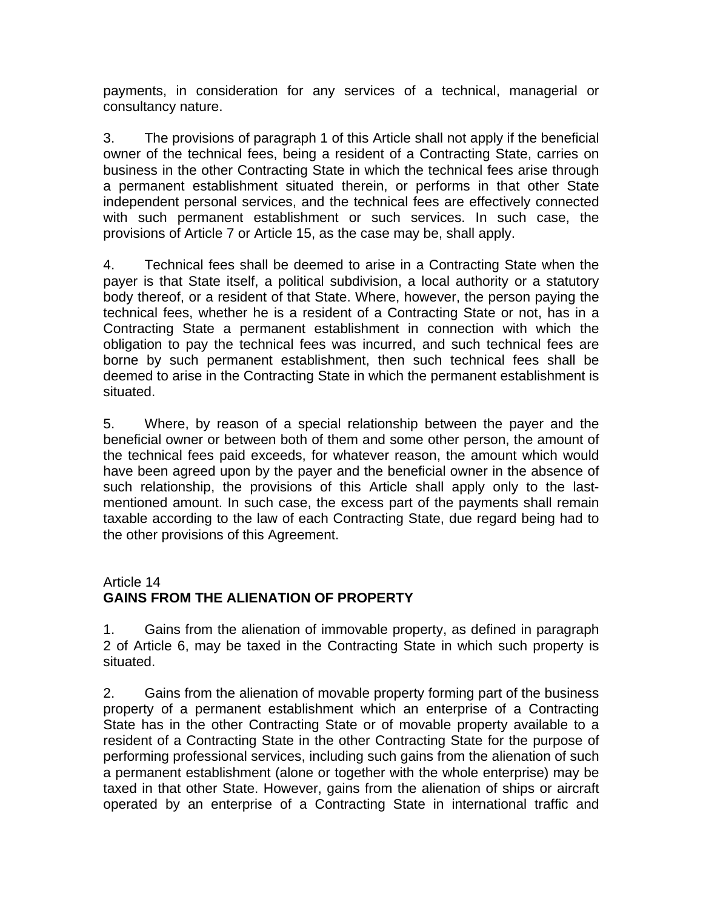payments, in consideration for any services of a technical, managerial or consultancy nature.

3. The provisions of paragraph 1 of this Article shall not apply if the beneficial owner of the technical fees, being a resident of a Contracting State, carries on business in the other Contracting State in which the technical fees arise through a permanent establishment situated therein, or performs in that other State independent personal services, and the technical fees are effectively connected with such permanent establishment or such services. In such case, the provisions of Article 7 or Article 15, as the case may be, shall apply.

4. Technical fees shall be deemed to arise in a Contracting State when the payer is that State itself, a political subdivision, a local authority or a statutory body thereof, or a resident of that State. Where, however, the person paying the technical fees, whether he is a resident of a Contracting State or not, has in a Contracting State a permanent establishment in connection with which the obligation to pay the technical fees was incurred, and such technical fees are borne by such permanent establishment, then such technical fees shall be deemed to arise in the Contracting State in which the permanent establishment is situated.

5. Where, by reason of a special relationship between the payer and the beneficial owner or between both of them and some other person, the amount of the technical fees paid exceeds, for whatever reason, the amount which would have been agreed upon by the payer and the beneficial owner in the absence of such relationship, the provisions of this Article shall apply only to the last-mentioned amount. In such case, the excess part of the payments shall remain taxable according to the law of each Contracting State, due regard being had to the other provisions of this Agreement.

Article 14
**GAINS FROM THE ALIENATION OF PROPERTY**

1. Gains from the alienation of immovable property, as defined in paragraph 2 of Article 6, may be taxed in the Contracting State in which such property is situated.

2. Gains from the alienation of movable property forming part of the business property of a permanent establishment which an enterprise of a Contracting State has in the other Contracting State or of movable property available to a resident of a Contracting State in the other Contracting State for the purpose of performing professional services, including such gains from the alienation of such a permanent establishment (alone or together with the whole enterprise) may be taxed in that other State. However, gains from the alienation of ships or aircraft operated by an enterprise of a Contracting State in international traffic and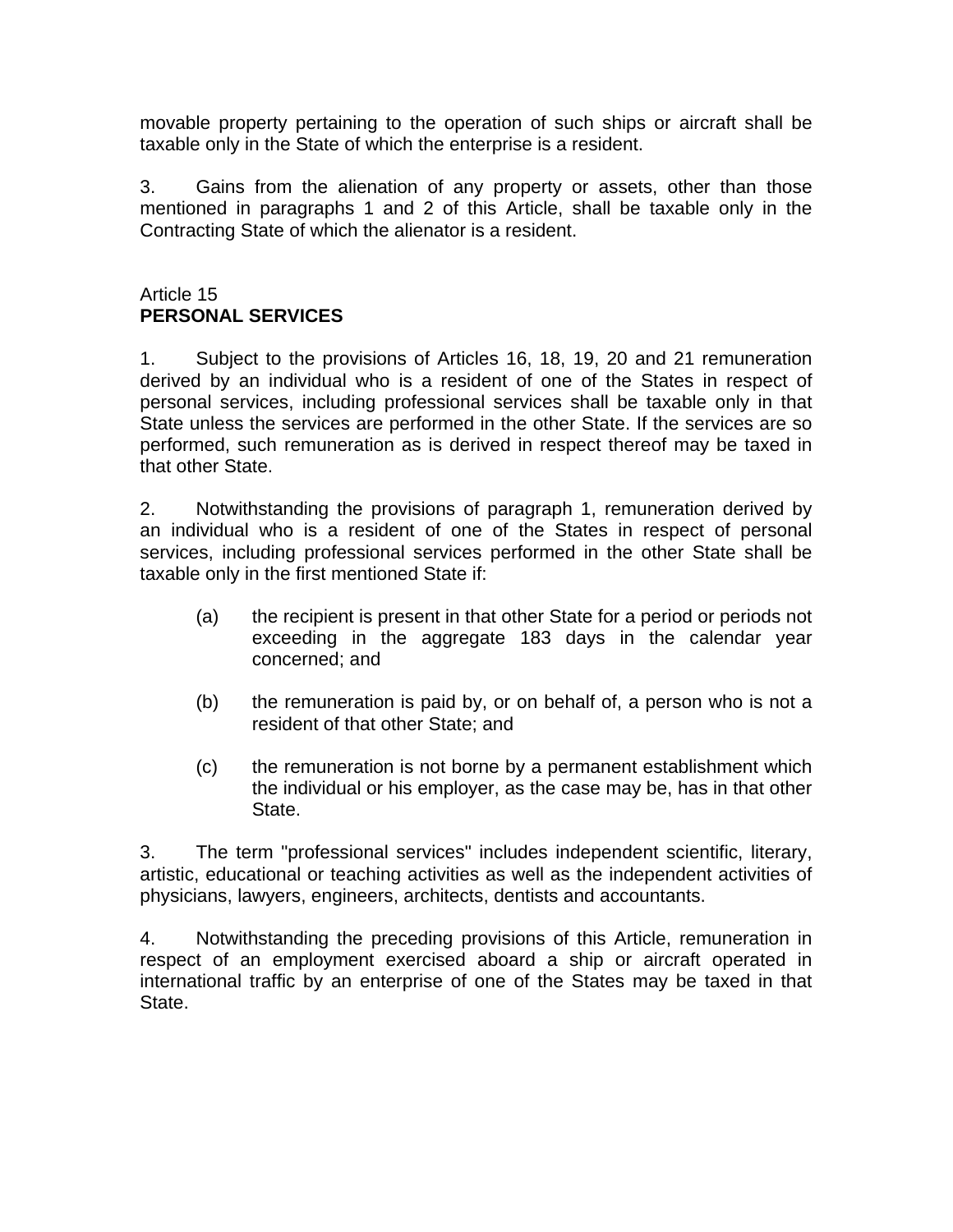movable property pertaining to the operation of such ships or aircraft shall be taxable only in the State of which the enterprise is a resident.

3. Gains from the alienation of any property or assets, other than those mentioned in paragraphs 1 and 2 of this Article, shall be taxable only in the Contracting State of which the alienator is a resident.

Article 15
**PERSONAL SERVICES**

1. Subject to the provisions of Articles 16, 18, 19, 20 and 21 remuneration derived by an individual who is a resident of one of the States in respect of personal services, including professional services shall be taxable only in that State unless the services are performed in the other State. If the services are so performed, such remuneration as is derived in respect thereof may be taxed in that other State.

2. Notwithstanding the provisions of paragraph 1, remuneration derived by an individual who is a resident of one of the States in respect of personal services, including professional services performed in the other State shall be taxable only in the first mentioned State if:

(a) the recipient is present in that other State for a period or periods not exceeding in the aggregate 183 days in the calendar year concerned; and

(b) the remuneration is paid by, or on behalf of, a person who is not a resident of that other State; and

(c) the remuneration is not borne by a permanent establishment which the individual or his employer, as the case may be, has in that other State.

3. The term "professional services" includes independent scientific, literary, artistic, educational or teaching activities as well as the independent activities of physicians, lawyers, engineers, architects, dentists and accountants.

4. Notwithstanding the preceding provisions of this Article, remuneration in respect of an employment exercised aboard a ship or aircraft operated in international traffic by an enterprise of one of the States may be taxed in that State.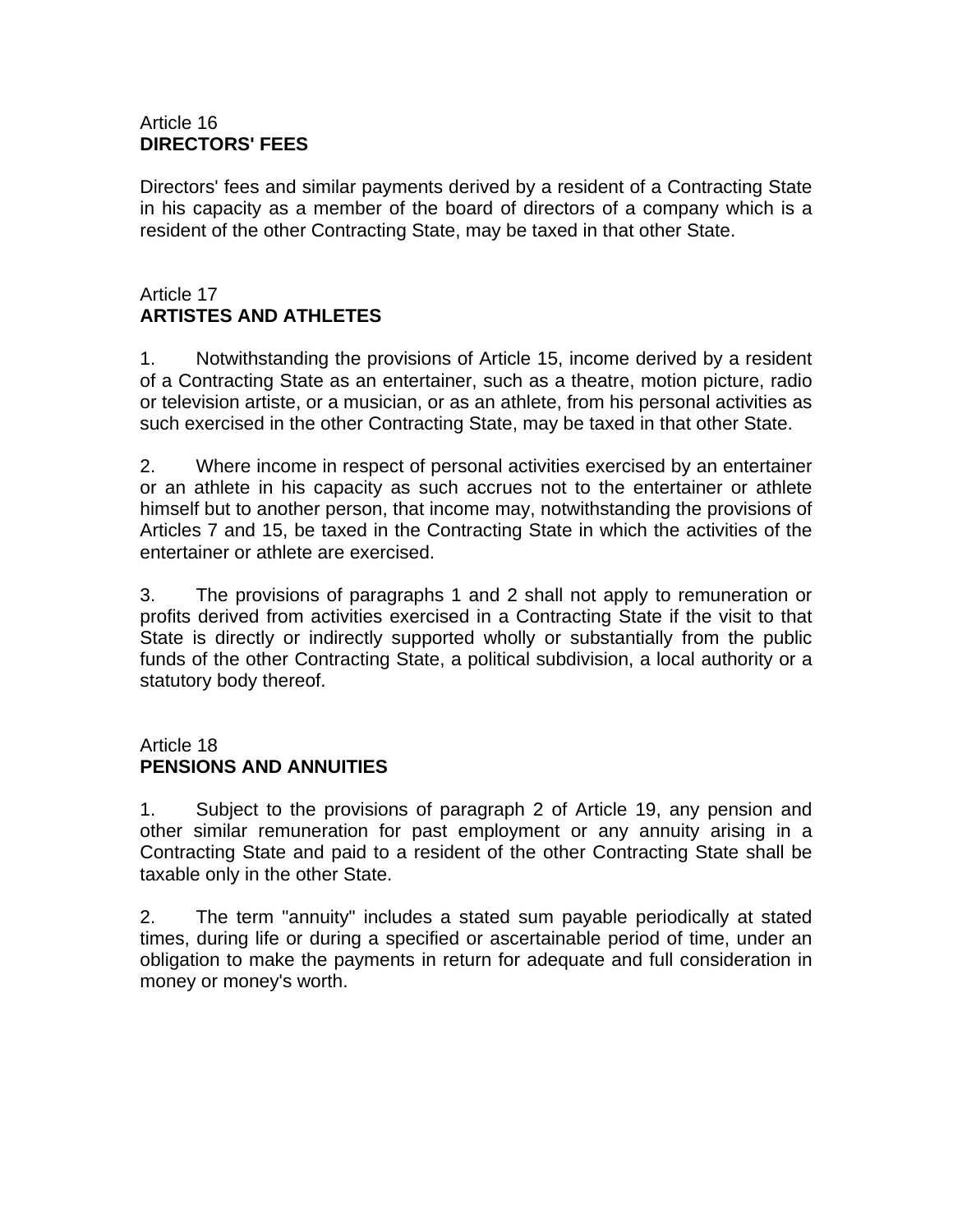## Article 16
**DIRECTORS' FEES**

Directors' fees and similar payments derived by a resident of a Contracting State in his capacity as a member of the board of directors of a company which is a resident of the other Contracting State, may be taxed in that other State.

## Article 17
**ARTISTES AND ATHLETES**

1. Notwithstanding the provisions of Article 15, income derived by a resident of a Contracting State as an entertainer, such as a theatre, motion picture, radio or television artiste, or a musician, or as an athlete, from his personal activities as such exercised in the other Contracting State, may be taxed in that other State.

2. Where income in respect of personal activities exercised by an entertainer or an athlete in his capacity as such accrues not to the entertainer or athlete himself but to another person, that income may, notwithstanding the provisions of Articles 7 and 15, be taxed in the Contracting State in which the activities of the entertainer or athlete are exercised.

3. The provisions of paragraphs 1 and 2 shall not apply to remuneration or profits derived from activities exercised in a Contracting State if the visit to that State is directly or indirectly supported wholly or substantially from the public funds of the other Contracting State, a political subdivision, a local authority or a statutory body thereof.

## Article 18
**PENSIONS AND ANNUITIES**

1. Subject to the provisions of paragraph 2 of Article 19, any pension and other similar remuneration for past employment or any annuity arising in a Contracting State and paid to a resident of the other Contracting State shall be taxable only in the other State.

2. The term "annuity" includes a stated sum payable periodically at stated times, during life or during a specified or ascertainable period of time, under an obligation to make the payments in return for adequate and full consideration in money or money's worth.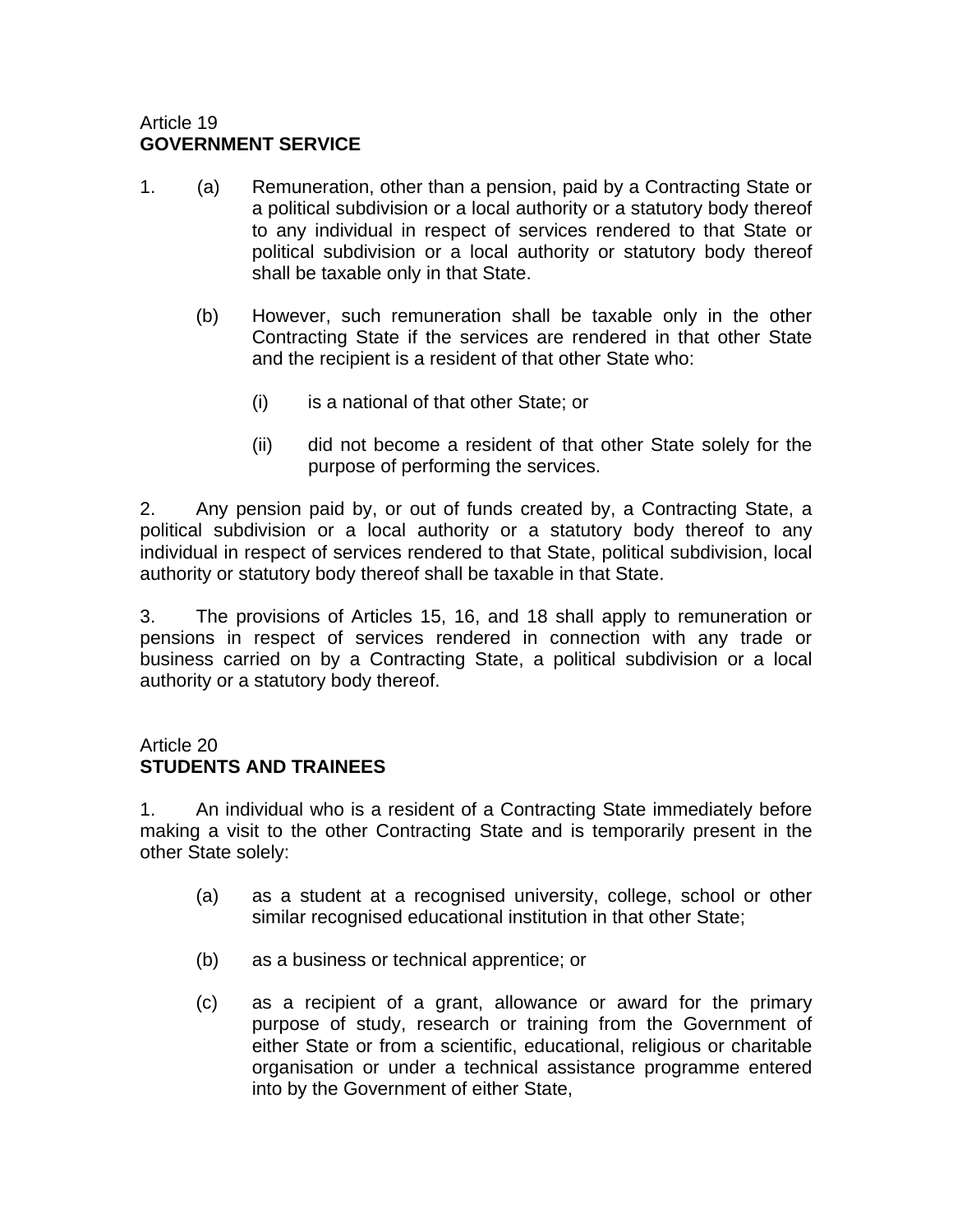Article 19
**GOVERNMENT SERVICE**

1. (a) Remuneration, other than a pension, paid by a Contracting State or a political subdivision or a local authority or a statutory body thereof to any individual in respect of services rendered to that State or political subdivision or a local authority or statutory body thereof shall be taxable only in that State.

   (b) However, such remuneration shall be taxable only in the other Contracting State if the services are rendered in that other State and the recipient is a resident of that other State who:

      (i) is a national of that other State; or

      (ii) did not become a resident of that other State solely for the purpose of performing the services.

2. Any pension paid by, or out of funds created by, a Contracting State, a political subdivision or a local authority or a statutory body thereof to any individual in respect of services rendered to that State, political subdivision, local authority or statutory body thereof shall be taxable in that State.

3. The provisions of Articles 15, 16, and 18 shall apply to remuneration or pensions in respect of services rendered in connection with any trade or business carried on by a Contracting State, a political subdivision or a local authority or a statutory body thereof.

Article 20
**STUDENTS AND TRAINEES**

1. An individual who is a resident of a Contracting State immediately before making a visit to the other Contracting State and is temporarily present in the other State solely:

   (a) as a student at a recognised university, college, school or other similar recognised educational institution in that other State;

   (b) as a business or technical apprentice; or

   (c) as a recipient of a grant, allowance or award for the primary purpose of study, research or training from the Government of either State or from a scientific, educational, religious or charitable organisation or under a technical assistance programme entered into by the Government of either State,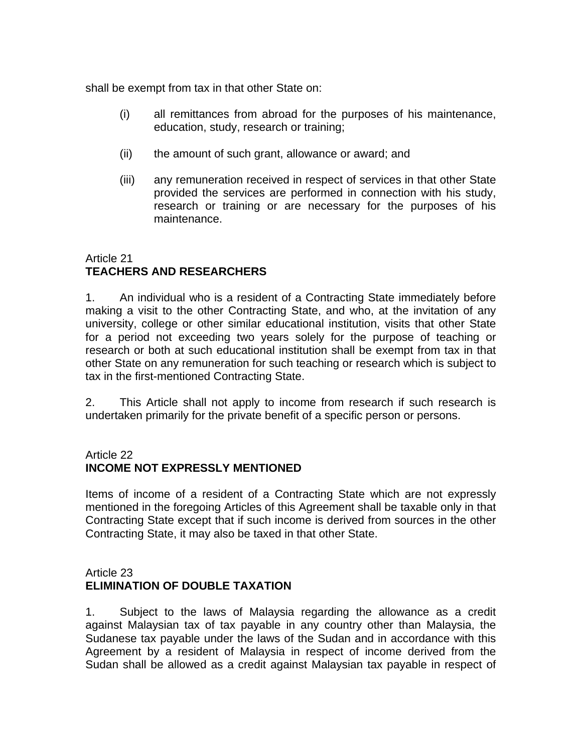shall be exempt from tax in that other State on:

(i) all remittances from abroad for the purposes of his maintenance, education, study, research or training;

(ii) the amount of such grant, allowance or award; and

(iii) any remuneration received in respect of services in that other State provided the services are performed in connection with his study, research or training or are necessary for the purposes of his maintenance.

Article 21
**TEACHERS AND RESEARCHERS**

1. An individual who is a resident of a Contracting State immediately before making a visit to the other Contracting State, and who, at the invitation of any university, college or other similar educational institution, visits that other State for a period not exceeding two years solely for the purpose of teaching or research or both at such educational institution shall be exempt from tax in that other State on any remuneration for such teaching or research which is subject to tax in the first-mentioned Contracting State.

2. This Article shall not apply to income from research if such research is undertaken primarily for the private benefit of a specific person or persons.

Article 22
**INCOME NOT EXPRESSLY MENTIONED**

Items of income of a resident of a Contracting State which are not expressly mentioned in the foregoing Articles of this Agreement shall be taxable only in that Contracting State except that if such income is derived from sources in the other Contracting State, it may also be taxed in that other State.

Article 23
**ELIMINATION OF DOUBLE TAXATION**

1. Subject to the laws of Malaysia regarding the allowance as a credit against Malaysian tax of tax payable in any country other than Malaysia, the Sudanese tax payable under the laws of the Sudan and in accordance with this Agreement by a resident of Malaysia in respect of income derived from the Sudan shall be allowed as a credit against Malaysian tax payable in respect of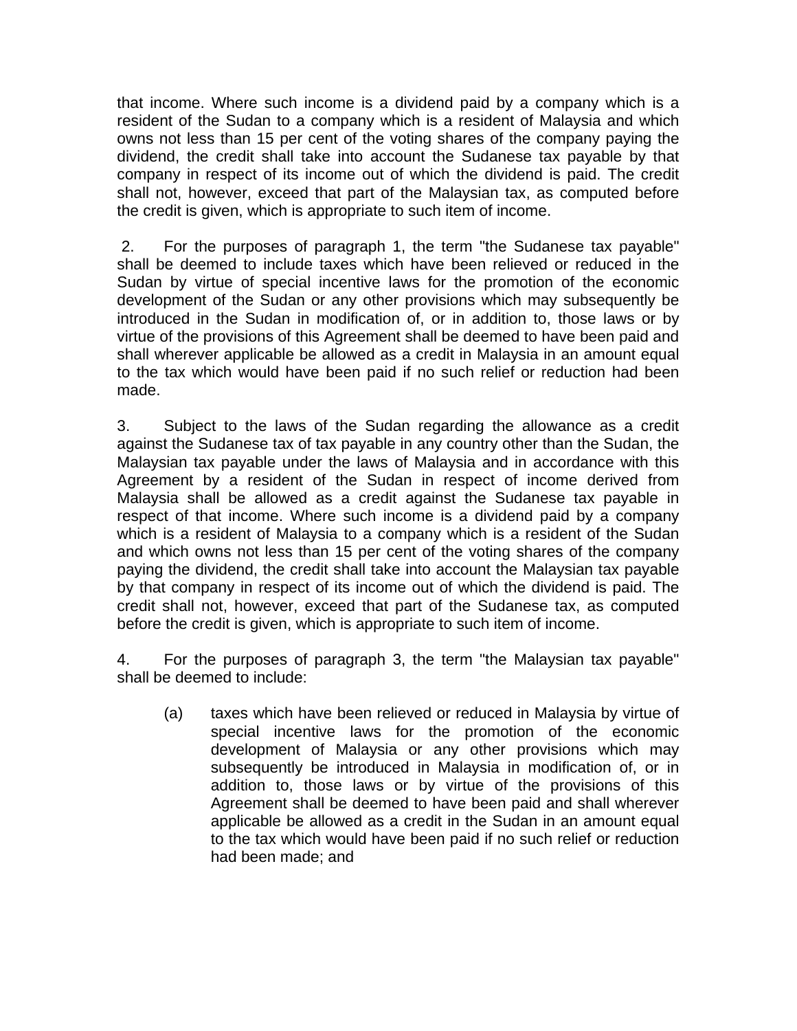that income. Where such income is a dividend paid by a company which is a resident of the Sudan to a company which is a resident of Malaysia and which owns not less than 15 per cent of the voting shares of the company paying the dividend, the credit shall take into account the Sudanese tax payable by that company in respect of its income out of which the dividend is paid. The credit shall not, however, exceed that part of the Malaysian tax, as computed before the credit is given, which is appropriate to such item of income.

2. For the purposes of paragraph 1, the term "the Sudanese tax payable" shall be deemed to include taxes which have been relieved or reduced in the Sudan by virtue of special incentive laws for the promotion of the economic development of the Sudan or any other provisions which may subsequently be introduced in the Sudan in modification of, or in addition to, those laws or by virtue of the provisions of this Agreement shall be deemed to have been paid and shall wherever applicable be allowed as a credit in Malaysia in an amount equal to the tax which would have been paid if no such relief or reduction had been made.

3. Subject to the laws of the Sudan regarding the allowance as a credit against the Sudanese tax of tax payable in any country other than the Sudan, the Malaysian tax payable under the laws of Malaysia and in accordance with this Agreement by a resident of the Sudan in respect of income derived from Malaysia shall be allowed as a credit against the Sudanese tax payable in respect of that income. Where such income is a dividend paid by a company which is a resident of Malaysia to a company which is a resident of the Sudan and which owns not less than 15 per cent of the voting shares of the company paying the dividend, the credit shall take into account the Malaysian tax payable by that company in respect of its income out of which the dividend is paid. The credit shall not, however, exceed that part of the Sudanese tax, as computed before the credit is given, which is appropriate to such item of income.

4. For the purposes of paragraph 3, the term "the Malaysian tax payable" shall be deemed to include:

(a) taxes which have been relieved or reduced in Malaysia by virtue of special incentive laws for the promotion of the economic development of Malaysia or any other provisions which may subsequently be introduced in Malaysia in modification of, or in addition to, those laws or by virtue of the provisions of this Agreement shall be deemed to have been paid and shall wherever applicable be allowed as a credit in the Sudan in an amount equal to the tax which would have been paid if no such relief or reduction had been made; and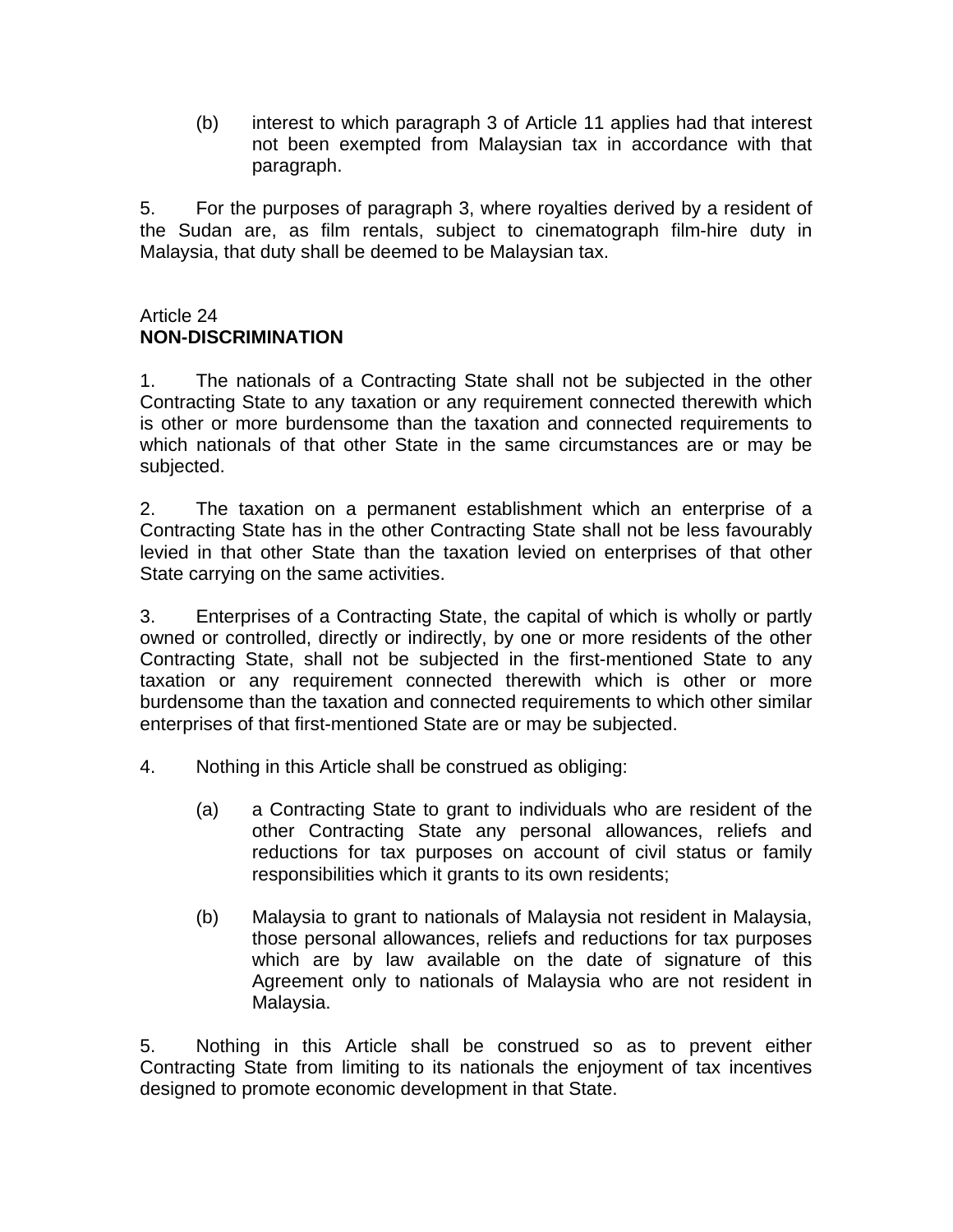(b) interest to which paragraph 3 of Article 11 applies had that interest not been exempted from Malaysian tax in accordance with that paragraph.

5. For the purposes of paragraph 3, where royalties derived by a resident of the Sudan are, as film rentals, subject to cinematograph film-hire duty in Malaysia, that duty shall be deemed to be Malaysian tax.

Article 24
**NON-DISCRIMINATION**

1. The nationals of a Contracting State shall not be subjected in the other Contracting State to any taxation or any requirement connected therewith which is other or more burdensome than the taxation and connected requirements to which nationals of that other State in the same circumstances are or may be subjected.

2. The taxation on a permanent establishment which an enterprise of a Contracting State has in the other Contracting State shall not be less favourably levied in that other State than the taxation levied on enterprises of that other State carrying on the same activities.

3. Enterprises of a Contracting State, the capital of which is wholly or partly owned or controlled, directly or indirectly, by one or more residents of the other Contracting State, shall not be subjected in the first-mentioned State to any taxation or any requirement connected therewith which is other or more burdensome than the taxation and connected requirements to which other similar enterprises of that first-mentioned State are or may be subjected.

4. Nothing in this Article shall be construed as obliging:

(a) a Contracting State to grant to individuals who are resident of the other Contracting State any personal allowances, reliefs and reductions for tax purposes on account of civil status or family responsibilities which it grants to its own residents;

(b) Malaysia to grant to nationals of Malaysia not resident in Malaysia, those personal allowances, reliefs and reductions for tax purposes which are by law available on the date of signature of this Agreement only to nationals of Malaysia who are not resident in Malaysia.

5. Nothing in this Article shall be construed so as to prevent either Contracting State from limiting to its nationals the enjoyment of tax incentives designed to promote economic development in that State.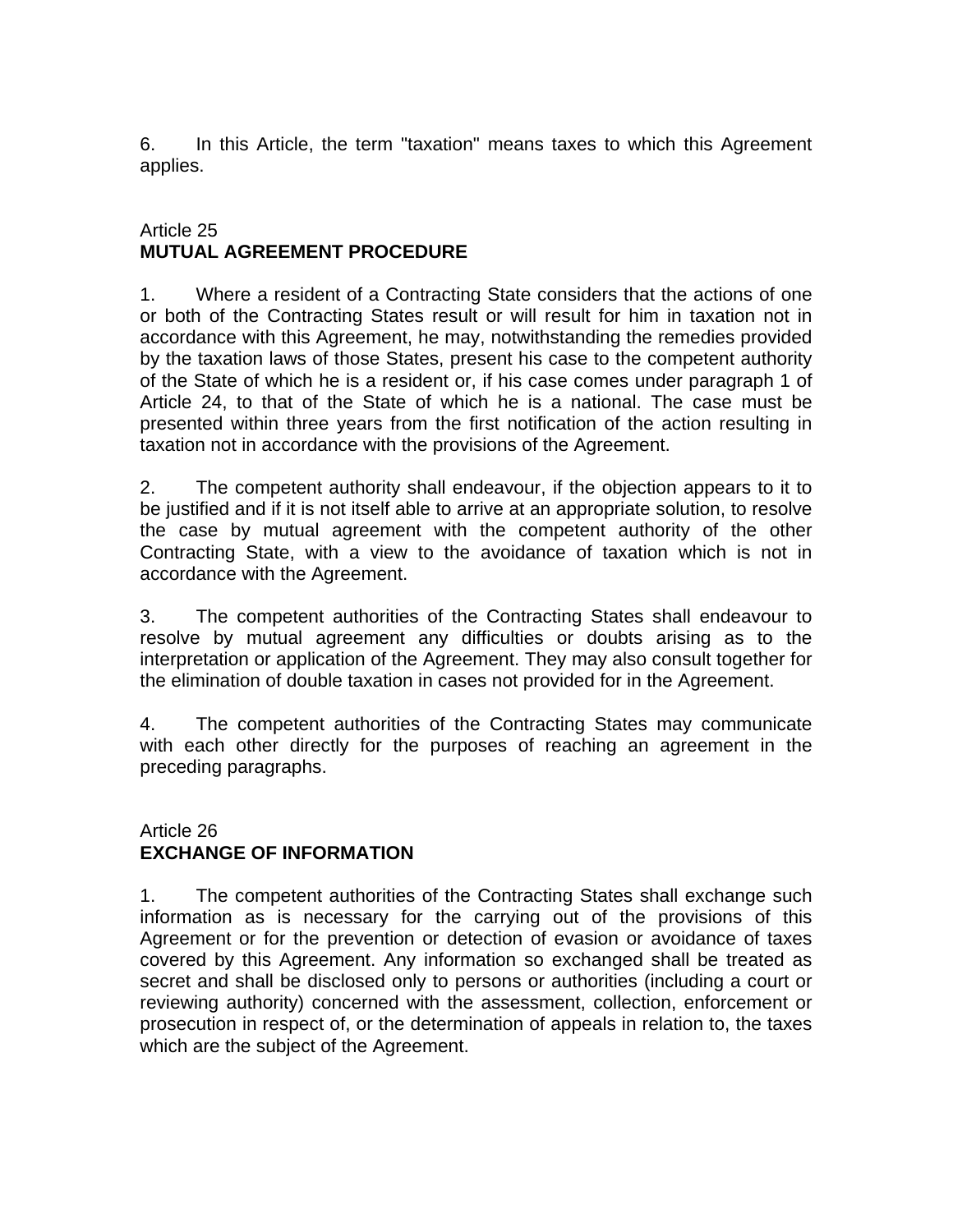6. In this Article, the term "taxation" means taxes to which this Agreement applies.

## Article 25
## MUTUAL AGREEMENT PROCEDURE

1. Where a resident of a Contracting State considers that the actions of one or both of the Contracting States result or will result for him in taxation not in accordance with this Agreement, he may, notwithstanding the remedies provided by the taxation laws of those States, present his case to the competent authority of the State of which he is a resident or, if his case comes under paragraph 1 of Article 24, to that of the State of which he is a national. The case must be presented within three years from the first notification of the action resulting in taxation not in accordance with the provisions of the Agreement.

2. The competent authority shall endeavour, if the objection appears to it to be justified and if it is not itself able to arrive at an appropriate solution, to resolve the case by mutual agreement with the competent authority of the other Contracting State, with a view to the avoidance of taxation which is not in accordance with the Agreement.

3. The competent authorities of the Contracting States shall endeavour to resolve by mutual agreement any difficulties or doubts arising as to the interpretation or application of the Agreement. They may also consult together for the elimination of double taxation in cases not provided for in the Agreement.

4. The competent authorities of the Contracting States may communicate with each other directly for the purposes of reaching an agreement in the preceding paragraphs.

## Article 26
## EXCHANGE OF INFORMATION

1. The competent authorities of the Contracting States shall exchange such information as is necessary for the carrying out of the provisions of this Agreement or for the prevention or detection of evasion or avoidance of taxes covered by this Agreement. Any information so exchanged shall be treated as secret and shall be disclosed only to persons or authorities (including a court or reviewing authority) concerned with the assessment, collection, enforcement or prosecution in respect of, or the determination of appeals in relation to, the taxes which are the subject of the Agreement.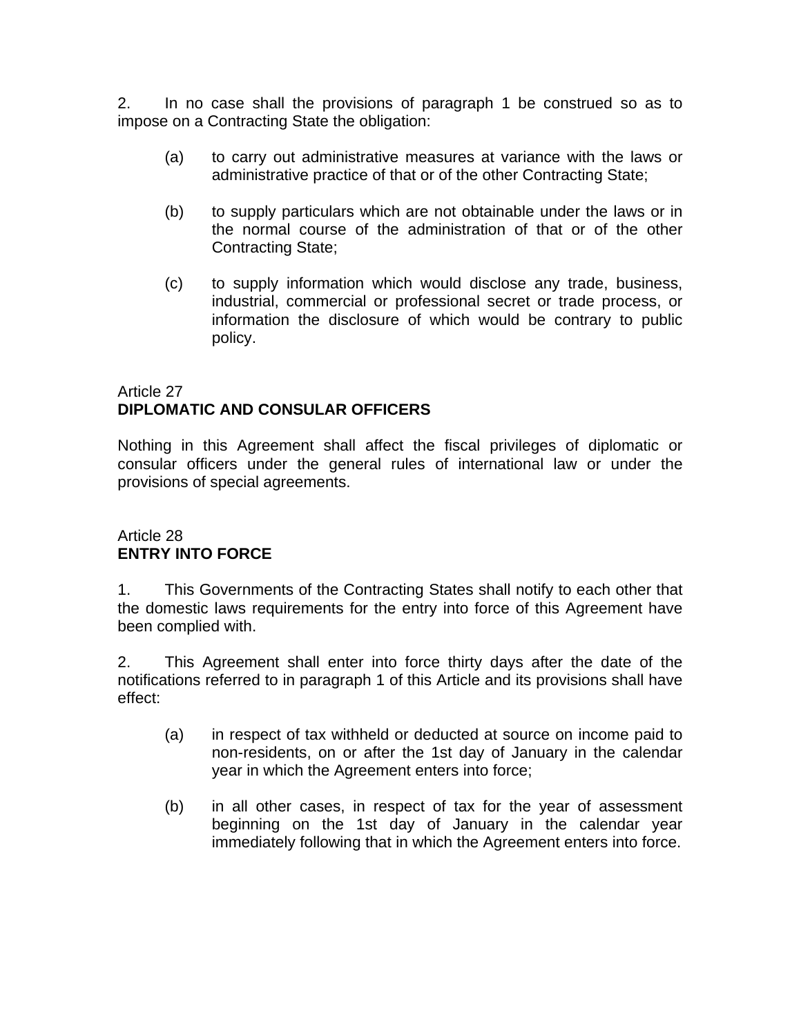2. In no case shall the provisions of paragraph 1 be construed so as to impose on a Contracting State the obligation:

(a) to carry out administrative measures at variance with the laws or administrative practice of that or of the other Contracting State;

(b) to supply particulars which are not obtainable under the laws or in the normal course of the administration of that or of the other Contracting State;

(c) to supply information which would disclose any trade, business, industrial, commercial or professional secret or trade process, or information the disclosure of which would be contrary to public policy.

Article 27
**DIPLOMATIC AND CONSULAR OFFICERS**

Nothing in this Agreement shall affect the fiscal privileges of diplomatic or consular officers under the general rules of international law or under the provisions of special agreements.

Article 28
**ENTRY INTO FORCE**

1. This Governments of the Contracting States shall notify to each other that the domestic laws requirements for the entry into force of this Agreement have been complied with.

2. This Agreement shall enter into force thirty days after the date of the notifications referred to in paragraph 1 of this Article and its provisions shall have effect:

(a) in respect of tax withheld or deducted at source on income paid to non-residents, on or after the 1st day of January in the calendar year in which the Agreement enters into force;

(b) in all other cases, in respect of tax for the year of assessment beginning on the 1st day of January in the calendar year immediately following that in which the Agreement enters into force.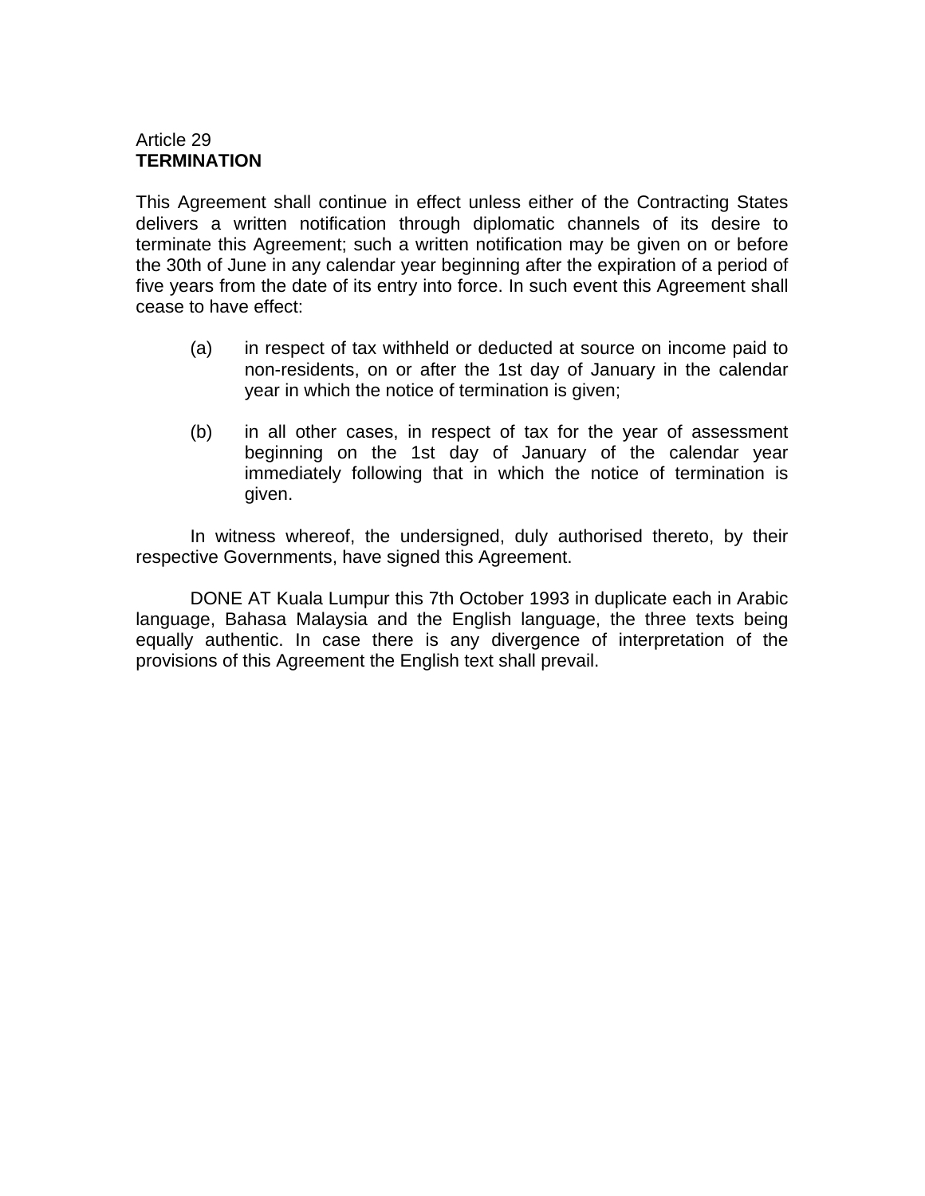Article 29
**TERMINATION**

This Agreement shall continue in effect unless either of the Contracting States delivers a written notification through diplomatic channels of its desire to terminate this Agreement; such a written notification may be given on or before the 30th of June in any calendar year beginning after the expiration of a period of five years from the date of its entry into force. In such event this Agreement shall cease to have effect:

(a) in respect of tax withheld or deducted at source on income paid to non-residents, on or after the 1st day of January in the calendar year in which the notice of termination is given;

(b) in all other cases, in respect of tax for the year of assessment beginning on the 1st day of January of the calendar year immediately following that in which the notice of termination is given.

In witness whereof, the undersigned, duly authorised thereto, by their respective Governments, have signed this Agreement.

DONE AT Kuala Lumpur this 7th October 1993 in duplicate each in Arabic language, Bahasa Malaysia and the English language, the three texts being equally authentic. In case there is any divergence of interpretation of the provisions of this Agreement the English text shall prevail.